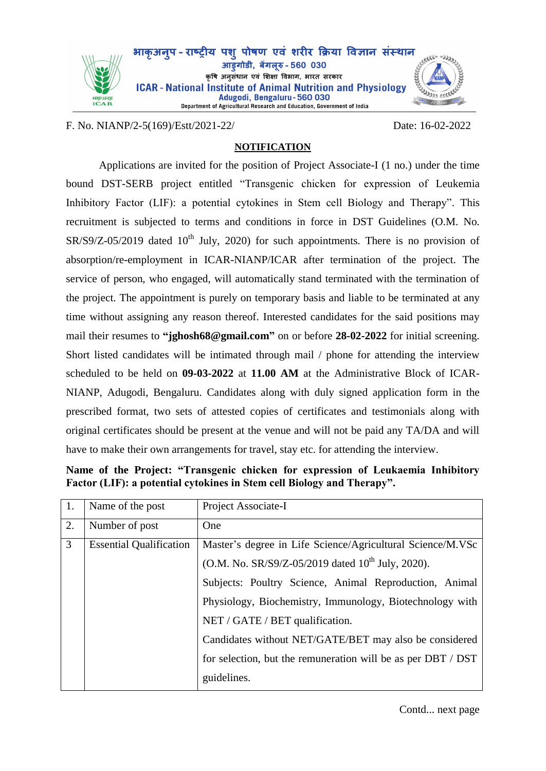भाकृअनुप - राष्ट्रीय पशु पोषण एवं शरीर क्रिया विज्ञान संस्थान
आडुगोडी, बेंगलूरु - 560 030
कृषि अनुसंधान एवं शिक्षा विभाग, भारत सरकार
**ICAR - National Institute of Animal Nutrition and Physiology**
Adugodi, Bengaluru - 560 030
Department of Agricultural Research and Education, Government of India

F. No. NIANP/2-5(169)/Estt/2021-22/ Date: 16-02-2022

## NOTIFICATION

Applications are invited for the position of Project Associate-I (1 no.) under the time bound DST-SERB project entitled "Transgenic chicken for expression of Leukemia Inhibitory Factor (LIF): a potential cytokines in Stem cell Biology and Therapy". This recruitment is subjected to terms and conditions in force in DST Guidelines (O.M. No. SR/S9/Z-05/2019 dated 10th July, 2020) for such appointments. There is no provision of absorption/re-employment in ICAR-NIANP/ICAR after termination of the project. The service of person, who engaged, will automatically stand terminated with the termination of the project. The appointment is purely on temporary basis and liable to be terminated at any time without assigning any reason thereof. Interested candidates for the said positions may mail their resumes to **"jghosh68@gmail.com"** on or before **28-02-2022** for initial screening. Short listed candidates will be intimated through mail / phone for attending the interview scheduled to be held on **09-03-2022** at **11.00 AM** at the Administrative Block of ICAR-NIANP, Adugodi, Bengaluru. Candidates along with duly signed application form in the prescribed format, two sets of attested copies of certificates and testimonials along with original certificates should be present at the venue and will not be paid any TA/DA and will have to make their own arrangements for travel, stay etc. for attending the interview.

**Name of the Project: "Transgenic chicken for expression of Leukaemia Inhibitory Factor (LIF): a potential cytokines in Stem cell Biology and Therapy".**

| | | |
|---|---|---|
| 1. | Name of the post | Project Associate-I |
| 2. | Number of post | One |
| 3 | Essential Qualification | Master's degree in Life Science/Agricultural Science/M.VSc (O.M. No. SR/S9/Z-05/2019 dated 10th July, 2020). Subjects: Poultry Science, Animal Reproduction, Animal Physiology, Biochemistry, Immunology, Biotechnology with NET / GATE / BET qualification. Candidates without NET/GATE/BET may also be considered for selection, but the remuneration will be as per DBT / DST guidelines. |

Contd... next page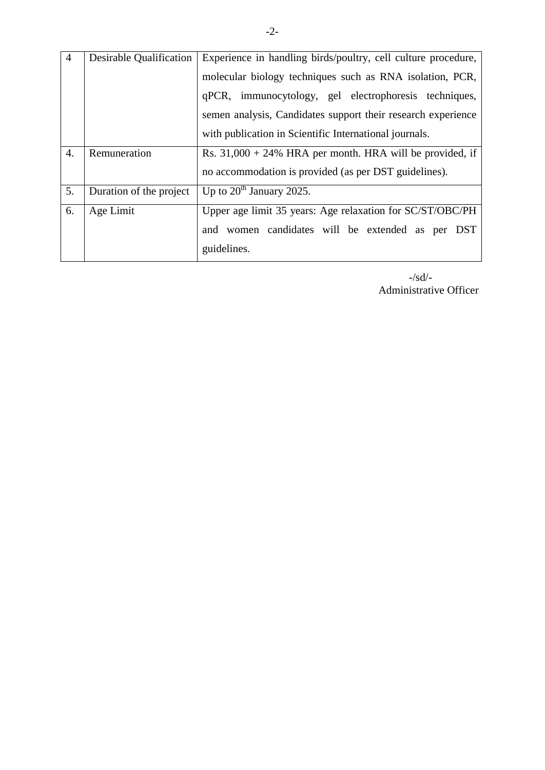| 4 | Desirable Qualification | Experience in handling birds/poultry, cell culture procedure, molecular biology techniques such as RNA isolation, PCR, qPCR, immunocytology, gel electrophoresis techniques, semen analysis, Candidates support their research experience with publication in Scientific International journals. |
|---|---|---|
| 4. | Remuneration | Rs. 31,000 + 24% HRA per month. HRA will be provided, if no accommodation is provided (as per DST guidelines). |
| 5. | Duration of the project | Up to 20th January 2025. |
| 6. | Age Limit | Upper age limit 35 years: Age relaxation for SC/ST/OBC/PH and women candidates will be extended as per DST guidelines. |

-/sd/-
Administrative Officer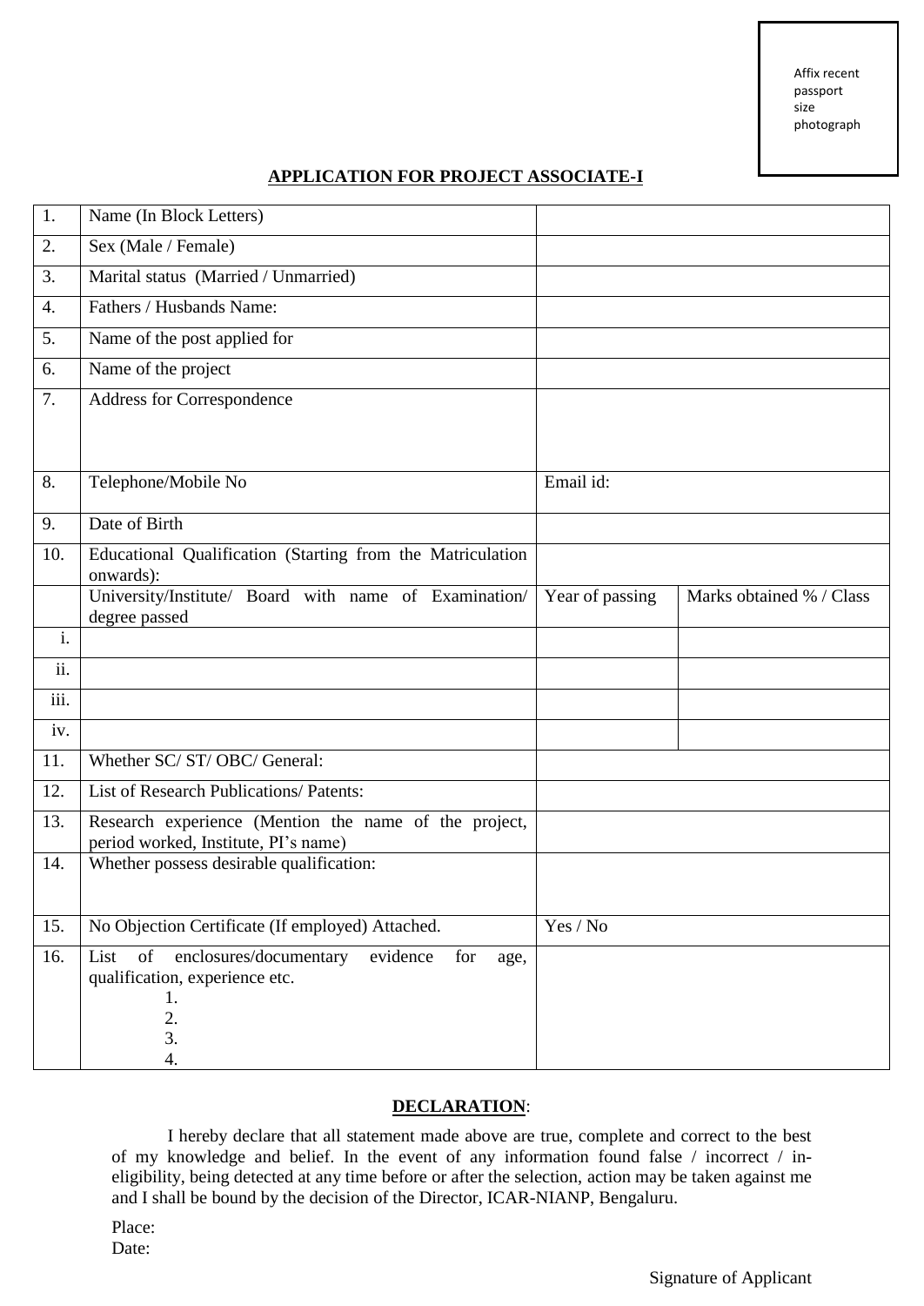Affix recent passport size photograph

## APPLICATION FOR PROJECT ASSOCIATE-I

| | | | |
|---|---|---|---|
| 1. | Name (In Block Letters) | | |
| 2. | Sex (Male / Female) | | |
| 3. | Marital status (Married / Unmarried) | | |
| 4. | Fathers / Husbands Name: | | |
| 5. | Name of the post applied for | | |
| 6. | Name of the project | | |
| 7. | Address for Correspondence | | |
| 8. | Telephone/Mobile No | Email id: | |
| 9. | Date of Birth | | |
| 10. | Educational Qualification (Starting from the Matriculation onwards): | | |
| | University/Institute/ Board with name of Examination/ degree passed | Year of passing | Marks obtained % / Class |
| i. | | | |
| ii. | | | |
| iii. | | | |
| iv. | | | |
| 11. | Whether SC/ ST/ OBC/ General: | | |
| 12. | List of Research Publications/ Patents: | | |
| 13. | Research experience (Mention the name of the project, period worked, Institute, PI's name) | | |
| 14. | Whether possess desirable qualification: | | |
| 15. | No Objection Certificate (If employed) Attached. | Yes / No | |
| 16. | List of enclosures/documentary evidence for age, qualification, experience etc.<br>1.<br>2.<br>3.<br>4. | | |

**DECLARATION**:

I hereby declare that all statement made above are true, complete and correct to the best of my knowledge and belief. In the event of any information found false / incorrect / in-eligibility, being detected at any time before or after the selection, action may be taken against me and I shall be bound by the decision of the Director, ICAR-NIANP, Bengaluru.

Place:
Date:

Signature of Applicant